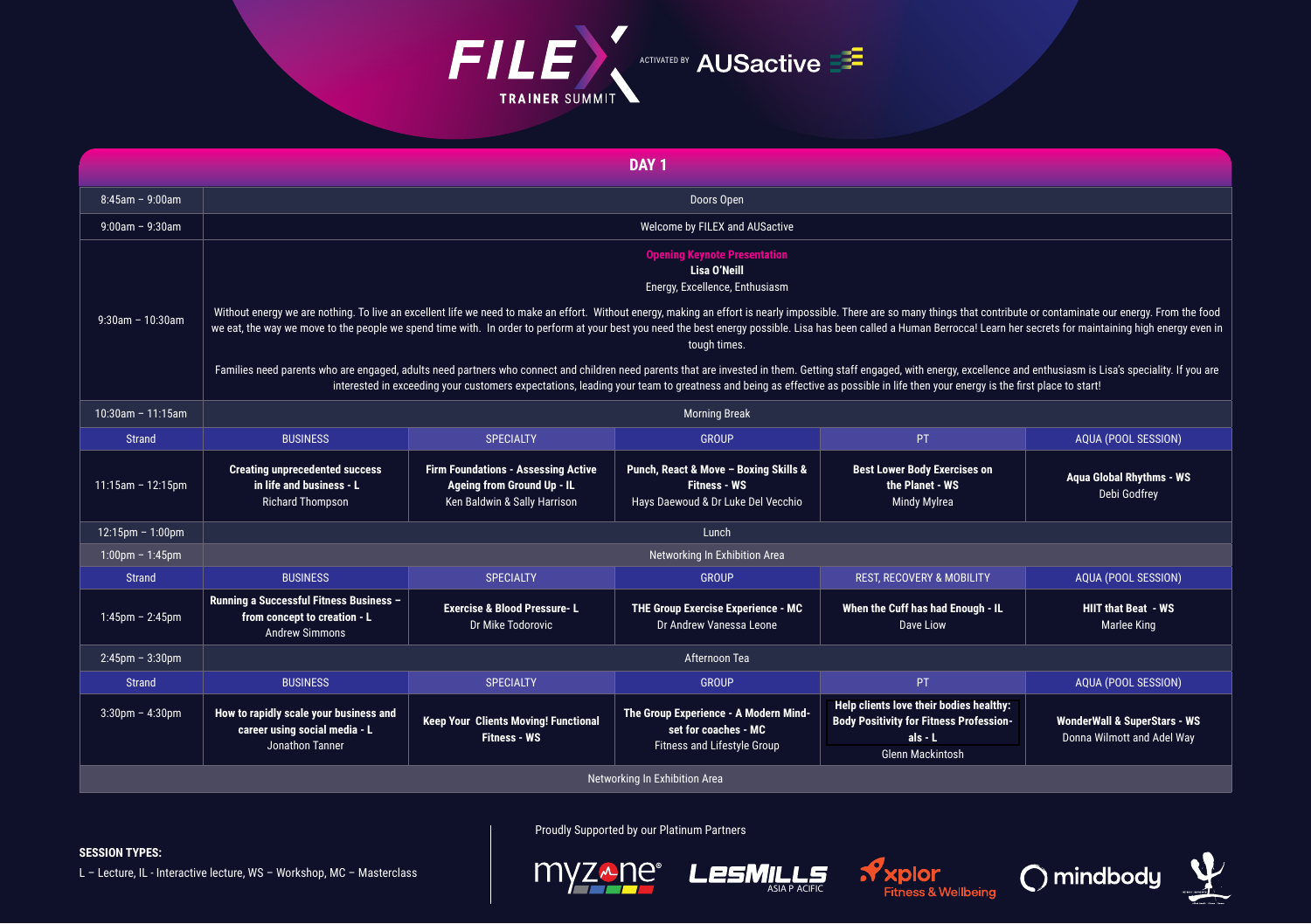# FILEX TRAINER SUMMIT

ACTIVATED BY AUSactive

## DAY 1

| Time | | | | | |
|---|---|---|---|---|---|
| 8:45am – 9:00am | Doors Open | | | | |
| 9:00am – 9:30am | Welcome by FILEX and AUSactive | | | | |
| 9:30am – 10:30am | **Opening Keynote Presentation**<br>**Lisa O'Neill**<br>Energy, Excellence, Enthusiasm<br><br>Without energy we are nothing. To live an excellent life we need to make an effort. Without energy, making an effort is nearly impossible. There are so many things that contribute or contaminate our energy. From the food we eat, the way we move to the people we spend time with. In order to perform at your best you need the best energy possible. Lisa has been called a Human Berrocca! Learn her secrets for maintaining high energy even in tough times.<br><br>Families need parents who are engaged, adults need partners who connect and children need parents that are invested in them. Getting staff engaged, with energy, excellence and enthusiasm is Lisa's speciality. If you are interested in exceeding your customers expectations, leading your team to greatness and being as effective as possible in life then your energy is the first place to start! | | | | |
| 10:30am – 11:15am | Morning Break | | | | |
| Strand | BUSINESS | SPECIALTY | GROUP | PT | AQUA (POOL SESSION) |
| 11:15am – 12:15pm | **Creating unprecedented success in life and business - L**<br>Richard Thompson | **Firm Foundations - Assessing Active Ageing from Ground Up - IL**<br>Ken Baldwin & Sally Harrison | **Punch, React & Move – Boxing Skills & Fitness - WS**<br>Hays Daewoud & Dr Luke Del Vecchio | **Best Lower Body Exercises on the Planet - WS**<br>Mindy Mylrea | **Aqua Global Rhythms - WS**<br>Debi Godfrey |
| 12:15pm – 1:00pm | Lunch | | | | |
| 1:00pm – 1:45pm | Networking In Exhibition Area | | | | |
| Strand | BUSINESS | SPECIALTY | GROUP | REST, RECOVERY & MOBILITY | AQUA (POOL SESSION) |
| 1:45pm – 2:45pm | **Running a Successful Fitness Business – from concept to creation - L**<br>Andrew Simmons | **Exercise & Blood Pressure- L**<br>Dr Mike Todorovic | **THE Group Exercise Experience - MC**<br>Dr Andrew Vanessa Leone | **When the Cuff has had Enough - IL**<br>Dave Liow | **HIIT that Beat - WS**<br>Marlee King |
| 2:45pm – 3:30pm | Afternoon Tea | | | | |
| Strand | BUSINESS | SPECIALTY | GROUP | PT | AQUA (POOL SESSION) |
| 3:30pm – 4:30pm | **How to rapidly scale your business and career using social media - L**<br>Jonathon Tanner | **Keep Your Clients Moving! Functional Fitness - WS** | **The Group Experience - A Modern Mind-set for coaches - MC**<br>Fitness and Lifestyle Group | **Help clients love their bodies healthy: Body Positivity for Fitness Professionals - L**<br>Glenn Mackintosh | **WonderWall & SuperStars - WS**<br>Donna Wilmott and Adel Way |
| Networking In Exhibition Area | | | | | |

**SESSION TYPES:**

L – Lecture, IL - Interactive lecture, WS – Workshop, MC – Masterclass

Proudly Supported by our Platinum Partners

myzone · LESMILLS ASIA PACIFIC · xplor Fitness & Wellbeing · mindbody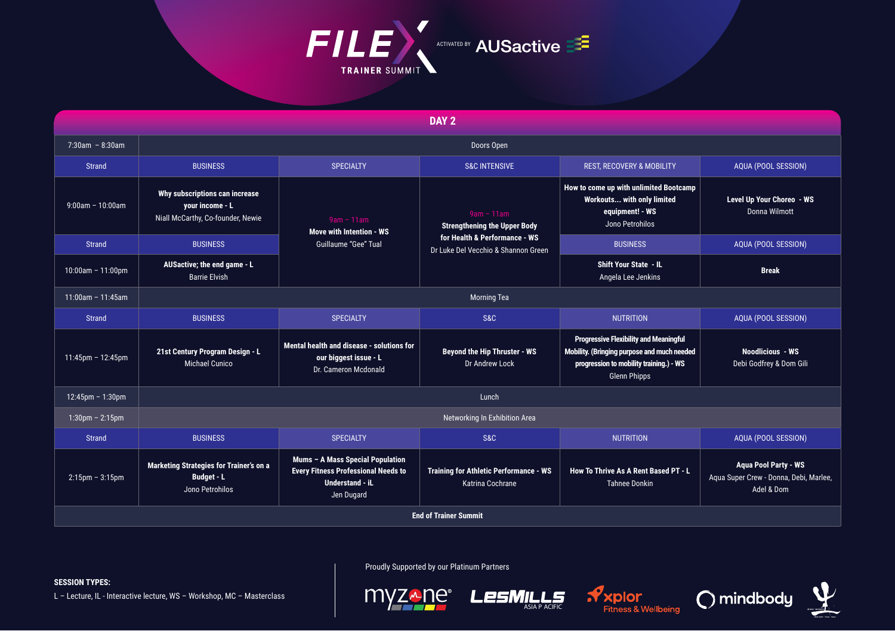# FILEX TRAINER SUMMIT

ACTIVATED BY AUSactive

## DAY 2

| | | | | | |
|---|---|---|---|---|---|
| 7:30am – 8:30am | Doors Open | | | | |
| Strand | BUSINESS | SPECIALTY | S&C INTENSIVE | REST, RECOVERY & MOBILITY | AQUA (POOL SESSION) |
| 9:00am – 10:00am | **Why subscriptions can increase your income - L**<br>Niall McCarthy, Co-founder, Newie | 9am – 11am<br>**Move with Intention - WS**<br>Guillaume "Gee" Tual | 9am – 11am<br>**Strengthening the Upper Body for Health & Performance - WS**<br>Dr Luke Del Vecchio & Shannon Green | **How to come up with unlimited Bootcamp Workouts... with only limited equipment! - WS**<br>Jono Petrohilos | **Level Up Your Choreo - WS**<br>Donna Wilmott |
| Strand | BUSINESS | | | BUSINESS | AQUA (POOL SESSION) |
| 10:00am – 11:00pm | **AUSactive; the end game - L**<br>Barrie Elvish | | | **Shift Your State - IL**<br>Angela Lee Jenkins | **Break** |
| 11:00am – 11:45am | Morning Tea | | | | |
| Strand | BUSINESS | SPECIALTY | S&C | NUTRITION | AQUA (POOL SESSION) |
| 11:45pm – 12:45pm | **21st Century Program Design - L**<br>Michael Cunico | **Mental health and disease - solutions for our biggest issue - L**<br>Dr. Cameron Mcdonald | **Beyond the Hip Thruster - WS**<br>Dr Andrew Lock | **Progressive Flexibility and Meaningful Mobility. (Bringing purpose and much needed progression to mobility training.) - WS**<br>Glenn Phipps | **Noodlicious - WS**<br>Debi Godfrey & Dom Gili |
| 12:45pm – 1:30pm | Lunch | | | | |
| 1:30pm – 2:15pm | Networking In Exhibition Area | | | | |
| Strand | BUSINESS | SPECIALTY | S&C | NUTRITION | AQUA (POOL SESSION) |
| 2:15pm – 3:15pm | **Marketing Strategies for Trainer's on a Budget - L**<br>Jono Petrohilos | **Mums – A Mass Special Population Every Fitness Professional Needs to Understand - iL**<br>Jen Dugard | **Training for Athletic Performance - WS**<br>Katrina Cochrane | **How To Thrive As A Rent Based PT - L**<br>Tahnee Donkin | **Aqua Pool Party - WS**<br>Aqua Super Crew - Donna, Debi, Marlee, Adel & Dom |
| **End of Trainer Summit** | | | | | |

**SESSION TYPES:**
L – Lecture, IL - Interactive lecture, WS – Workshop, MC – Masterclass

Proudly Supported by our Platinum Partners

myzone · LesMills ASIA PACIFIC · xplor Fitness & Wellbeing · mindbody